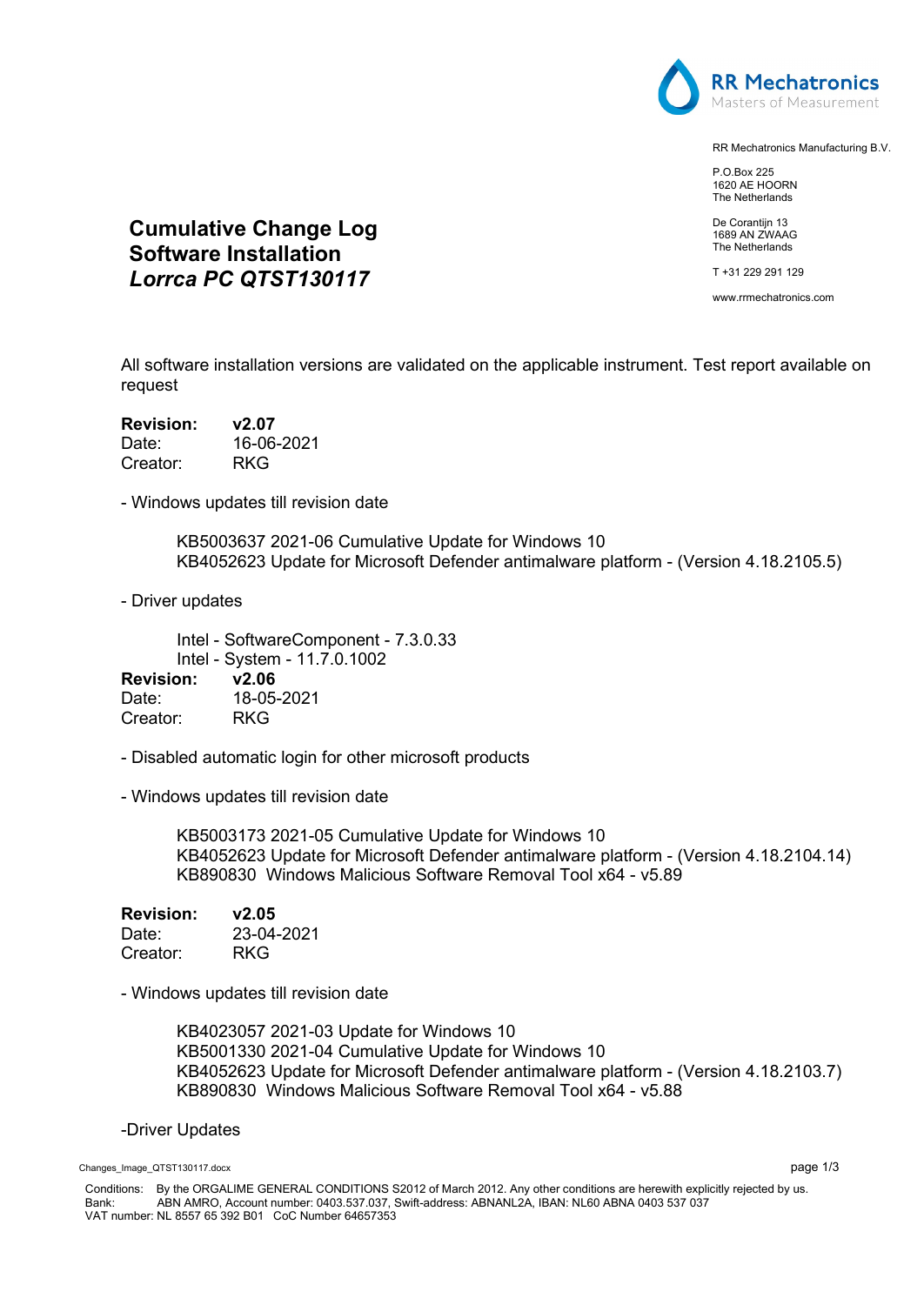RR Mechatronics
Masters of Measurement

RR Mechatronics Manufacturing B.V.

P.O.Box 225
1620 AE HOORN
The Netherlands

De Corantijn 13
1689 AN ZWAAG
The Netherlands

T +31 229 291 129

www.rrmechatronics.com

# Cumulative Change Log
# Software Installation
# *Lorrca PC QTST130117*

All software installation versions are validated on the applicable instrument. Test report available on request

**Revision:** **v2.07**
Date: 16-06-2021
Creator: RKG

- Windows updates till revision date

    KB5003637 2021-06 Cumulative Update for Windows 10
    KB4052623 Update for Microsoft Defender antimalware platform - (Version 4.18.2105.5)

- Driver updates

    Intel - SoftwareComponent - 7.3.0.33
    Intel - System - 11.7.0.1002

**Revision:** **v2.06**
Date: 18-05-2021
Creator: RKG

- Disabled automatic login for other microsoft products

- Windows updates till revision date

    KB5003173 2021-05 Cumulative Update for Windows 10
    KB4052623 Update for Microsoft Defender antimalware platform - (Version 4.18.2104.14)
    KB890830 Windows Malicious Software Removal Tool x64 - v5.89

**Revision:** **v2.05**
Date: 23-04-2021
Creator: RKG

- Windows updates till revision date

    KB4023057 2021-03 Update for Windows 10
    KB5001330 2021-04 Cumulative Update for Windows 10
    KB4052623 Update for Microsoft Defender antimalware platform - (Version 4.18.2103.7)
    KB890830 Windows Malicious Software Removal Tool x64 - v5.88

-Driver Updates

Changes_Image_QTST130117.docx

Conditions: By the ORGALIME GENERAL CONDITIONS S2012 of March 2012. Any other conditions are herewith explicitly rejected by us.
Bank: ABN AMRO, Account number: 0403.537.037, Swift-address: ABNANL2A, IBAN: NL60 ABNA 0403 537 037
VAT number: NL 8557 65 392 B01 CoC Number 64657353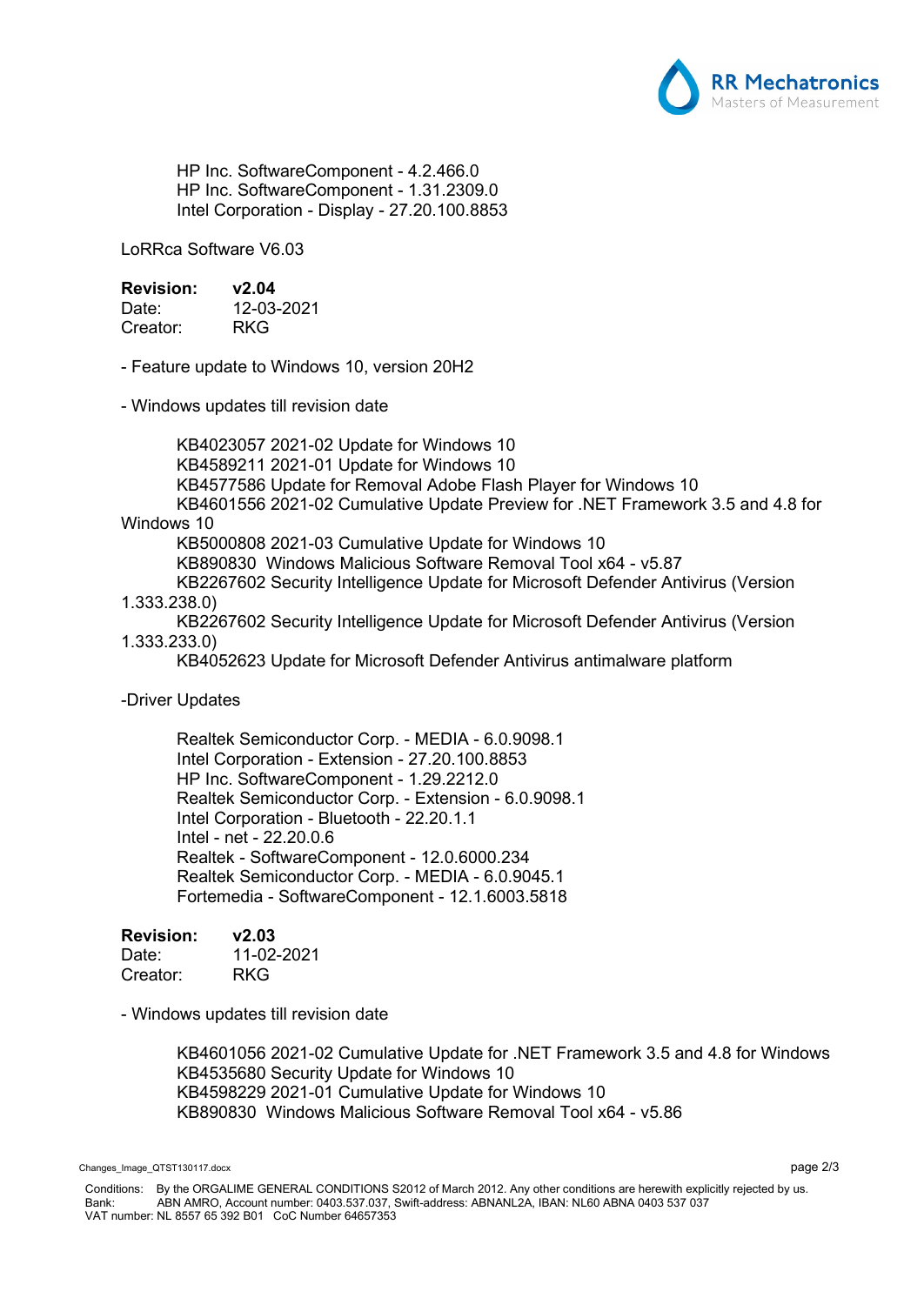HP Inc. SoftwareComponent - 4.2.466.0
HP Inc. SoftwareComponent - 1.31.2309.0
Intel Corporation - Display - 27.20.100.8853

LoRRca Software V6.03

**Revision:** **v2.04**
Date: 12-03-2021
Creator: RKG

- Feature update to Windows 10, version 20H2

- Windows updates till revision date

KB4023057 2021-02 Update for Windows 10
KB4589211 2021-01 Update for Windows 10
KB4577586 Update for Removal Adobe Flash Player for Windows 10
KB4601556 2021-02 Cumulative Update Preview for .NET Framework 3.5 and 4.8 for Windows 10
KB5000808 2021-03 Cumulative Update for Windows 10
KB890830 Windows Malicious Software Removal Tool x64 - v5.87
KB2267602 Security Intelligence Update for Microsoft Defender Antivirus (Version 1.333.238.0)
KB2267602 Security Intelligence Update for Microsoft Defender Antivirus (Version 1.333.233.0)
KB4052623 Update for Microsoft Defender Antivirus antimalware platform

-Driver Updates

Realtek Semiconductor Corp. - MEDIA - 6.0.9098.1
Intel Corporation - Extension - 27.20.100.8853
HP Inc. SoftwareComponent - 1.29.2212.0
Realtek Semiconductor Corp. - Extension - 6.0.9098.1
Intel Corporation - Bluetooth - 22.20.1.1
Intel - net - 22.20.0.6
Realtek - SoftwareComponent - 12.0.6000.234
Realtek Semiconductor Corp. - MEDIA - 6.0.9045.1
Fortemedia - SoftwareComponent - 12.1.6003.5818

**Revision:** **v2.03**
Date: 11-02-2021
Creator: RKG

- Windows updates till revision date

KB4601056 2021-02 Cumulative Update for .NET Framework 3.5 and 4.8 for Windows
KB4535680 Security Update for Windows 10
KB4598229 2021-01 Cumulative Update for Windows 10
KB890830 Windows Malicious Software Removal Tool x64 - v5.86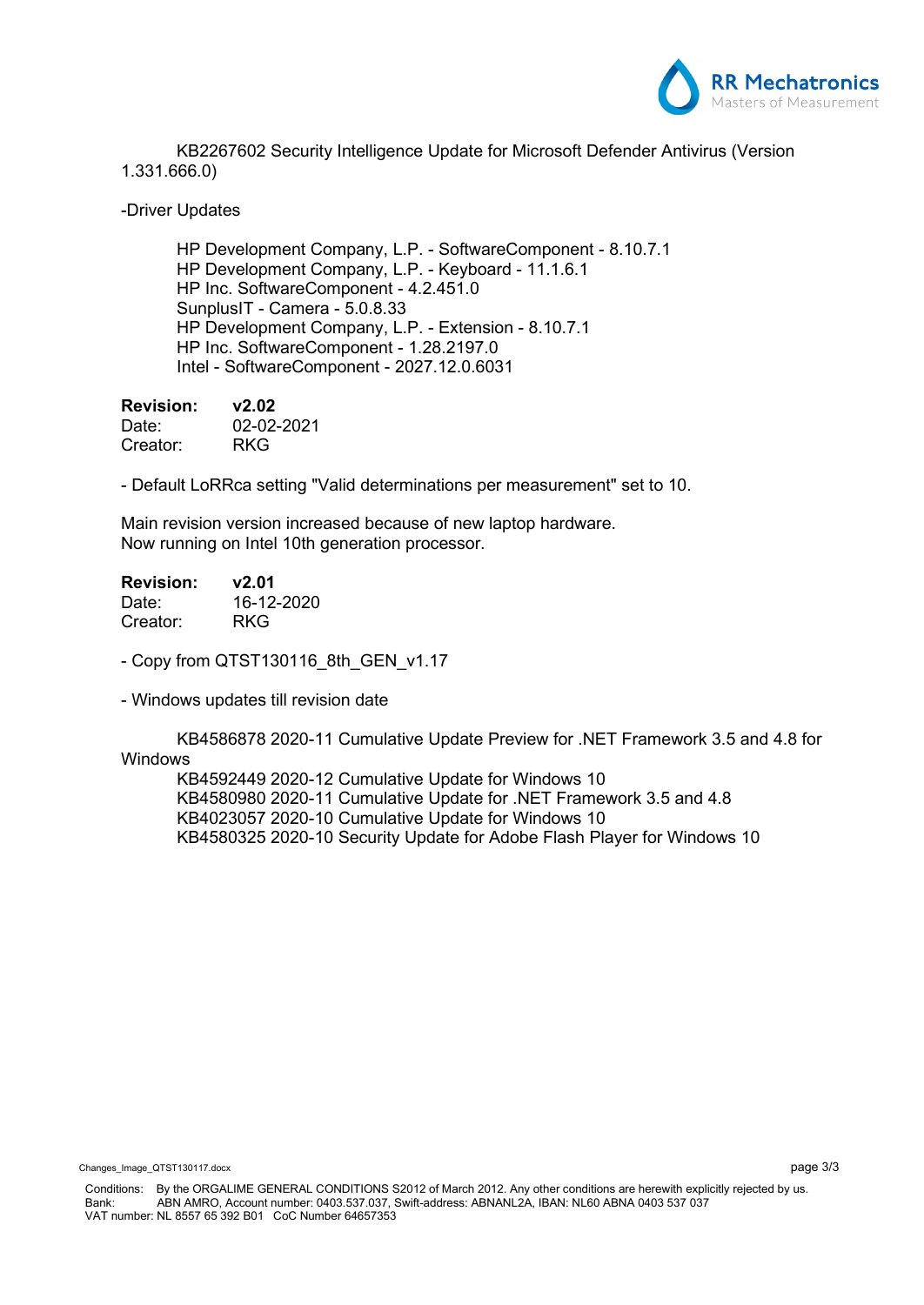KB2267602 Security Intelligence Update for Microsoft Defender Antivirus (Version 1.331.666.0)

-Driver Updates

HP Development Company, L.P. - SoftwareComponent - 8.10.7.1
HP Development Company, L.P. - Keyboard - 11.1.6.1
HP Inc. SoftwareComponent - 4.2.451.0
SunplusIT - Camera - 5.0.8.33
HP Development Company, L.P. - Extension - 8.10.7.1
HP Inc. SoftwareComponent - 1.28.2197.0
Intel - SoftwareComponent - 2027.12.0.6031

**Revision: v2.02**
Date: 02-02-2021
Creator: RKG

- Default LoRRca setting "Valid determinations per measurement" set to 10.

Main revision version increased because of new laptop hardware.
Now running on Intel 10th generation processor.

**Revision: v2.01**
Date: 16-12-2020
Creator: RKG

- Copy from QTST130116_8th_GEN_v1.17

- Windows updates till revision date

KB4586878 2020-11 Cumulative Update Preview for .NET Framework 3.5 and 4.8 for Windows
KB4592449 2020-12 Cumulative Update for Windows 10
KB4580980 2020-11 Cumulative Update for .NET Framework 3.5 and 4.8
KB4023057 2020-10 Cumulative Update for Windows 10
KB4580325 2020-10 Security Update for Adobe Flash Player for Windows 10

Conditions: By the ORGALIME GENERAL CONDITIONS S2012 of March 2012. Any other conditions are herewith explicitly rejected by us.
Bank: ABN AMRO, Account number: 0403.537.037, Swift-address: ABNANL2A, IBAN: NL60 ABNA 0403 537 037
VAT number: NL 8557 65 392 B01 CoC Number 64657353